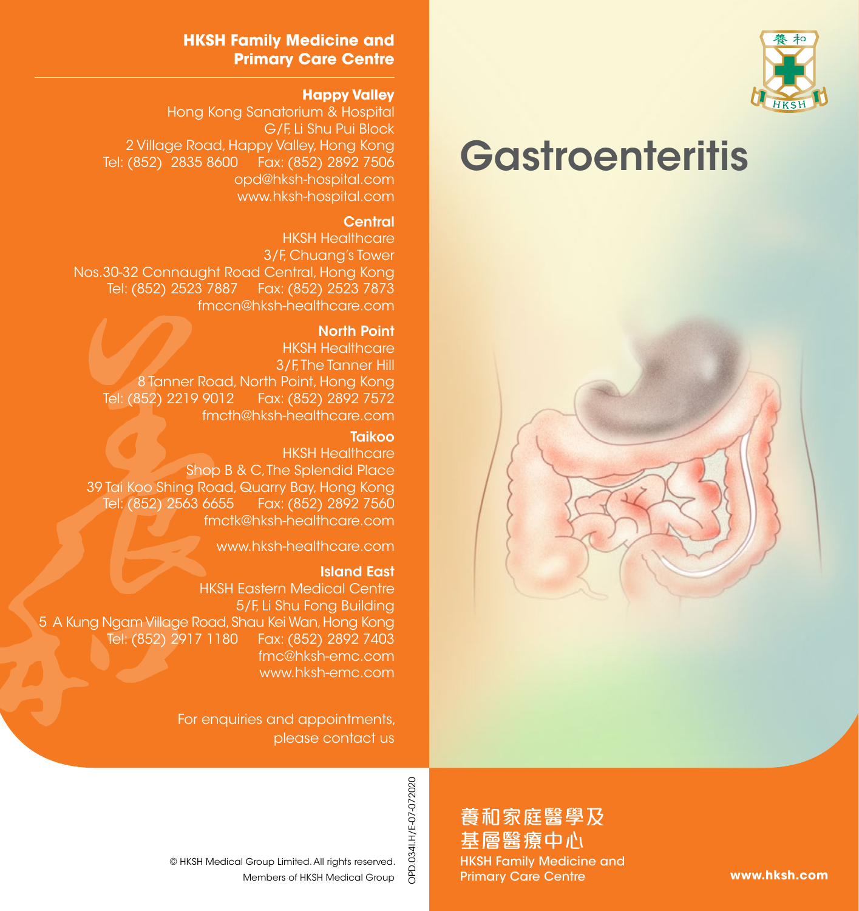## HKSH Family Medicine and Primary Care Centre

**Happy Valley**
Hong Kong Sanatorium & Hospital
G/F, Li Shu Pui Block
2 Village Road, Happy Valley, Hong Kong
Tel: (852) 2835 8600 Fax: (852) 2892 7506
opd@hksh-hospital.com
www.hksh-hospital.com

**Central**
HKSH Healthcare
3/F, Chuang's Tower
Nos.30-32 Connaught Road Central, Hong Kong
Tel: (852) 2523 7887 Fax: (852) 2523 7873
fmccn@hksh-healthcare.com

**North Point**
HKSH Healthcare
3/F, The Tanner Hill
8 Tanner Road, North Point, Hong Kong
Tel: (852) 2219 9012 Fax: (852) 2892 7572
fmcth@hksh-healthcare.com

**Taikoo**
HKSH Healthcare
Shop B & C, The Splendid Place
39 Tai Koo Shing Road, Quarry Bay, Hong Kong
Tel: (852) 2563 6655 Fax: (852) 2892 7560
fmctk@hksh-healthcare.com

www.hksh-healthcare.com

**Island East**
HKSH Eastern Medical Centre
5/F, Li Shu Fong Building
5 A Kung Ngam Village Road, Shau Kei Wan, Hong Kong
Tel: (852) 2917 1180 Fax: (852) 2892 7403
fmc@hksh-emc.com
www.hksh-emc.com

For enquiries and appointments, please contact us

© HKSH Medical Group Limited. All rights reserved.
Members of HKSH Medical Group

OPD.034I.H/E-07-072020

養和 HKSH

# Gastroenteritis

養和家庭醫學及基層醫療中心
HKSH Family Medicine and Primary Care Centre

**www.hksh.com**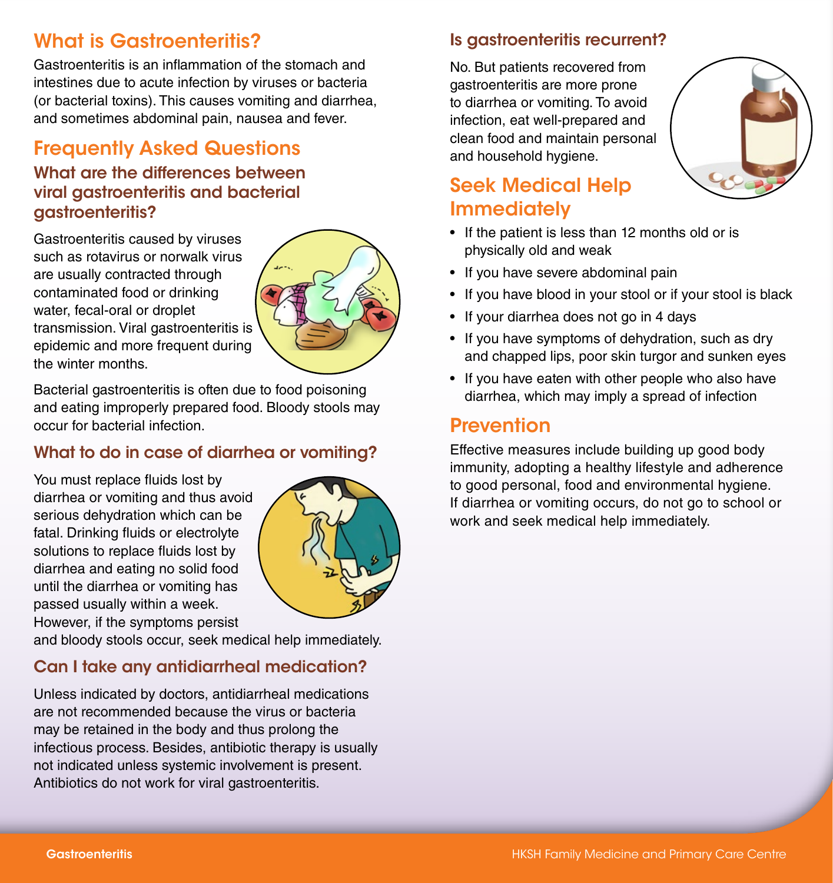## What is Gastroenteritis?

Gastroenteritis is an inflammation of the stomach and intestines due to acute infection by viruses or bacteria (or bacterial toxins). This causes vomiting and diarrhea, and sometimes abdominal pain, nausea and fever.

## Frequently Asked Questions

### What are the differences between viral gastroenteritis and bacterial gastroenteritis?

Gastroenteritis caused by viruses such as rotavirus or norwalk virus are usually contracted through contaminated food or drinking water, fecal-oral or droplet transmission. Viral gastroenteritis is epidemic and more frequent during the winter months.

Bacterial gastroenteritis is often due to food poisoning and eating improperly prepared food. Bloody stools may occur for bacterial infection.

### What to do in case of diarrhea or vomiting?

You must replace fluids lost by diarrhea or vomiting and thus avoid serious dehydration which can be fatal. Drinking fluids or electrolyte solutions to replace fluids lost by diarrhea and eating no solid food until the diarrhea or vomiting has passed usually within a week. However, if the symptoms persist and bloody stools occur, seek medical help immediately.

### Can I take any antidiarrheal medication?

Unless indicated by doctors, antidiarrheal medications are not recommended because the virus or bacteria may be retained in the body and thus prolong the infectious process. Besides, antibiotic therapy is usually not indicated unless systemic involvement is present. Antibiotics do not work for viral gastroenteritis.

### Is gastroenteritis recurrent?

No. But patients recovered from gastroenteritis are more prone to diarrhea or vomiting. To avoid infection, eat well-prepared and clean food and maintain personal and household hygiene.

## Seek Medical Help Immediately

- If the patient is less than 12 months old or is physically old and weak
- If you have severe abdominal pain
- If you have blood in your stool or if your stool is black
- If your diarrhea does not go in 4 days
- If you have symptoms of dehydration, such as dry and chapped lips, poor skin turgor and sunken eyes
- If you have eaten with other people who also have diarrhea, which may imply a spread of infection

## Prevention

Effective measures include building up good body immunity, adopting a healthy lifestyle and adherence to good personal, food and environmental hygiene. If diarrhea or vomiting occurs, do not go to school or work and seek medical help immediately.